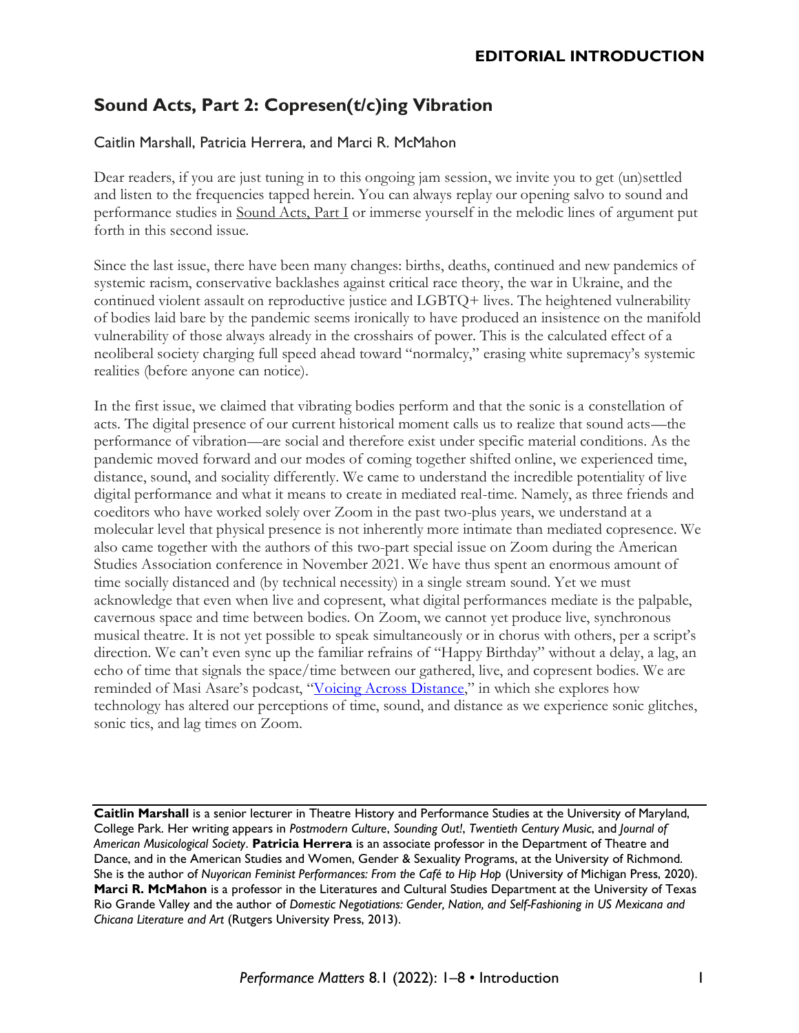**EDITORIAL INTRODUCTION**

# Sound Acts, Part 2: Copresen(t/c)ing Vibration

Caitlin Marshall, Patricia Herrera, and Marci R. McMahon

Dear readers, if you are just tuning in to this ongoing jam session, we invite you to get (un)settled and listen to the frequencies tapped herein. You can always replay our opening salvo to sound and performance studies in Sound Acts, Part I or immerse yourself in the melodic lines of argument put forth in this second issue.

Since the last issue, there have been many changes: births, deaths, continued and new pandemics of systemic racism, conservative backlashes against critical race theory, the war in Ukraine, and the continued violent assault on reproductive justice and LGBTQ+ lives. The heightened vulnerability of bodies laid bare by the pandemic seems ironically to have produced an insistence on the manifold vulnerability of those always already in the crosshairs of power. This is the calculated effect of a neoliberal society charging full speed ahead toward "normalcy," erasing white supremacy's systemic realities (before anyone can notice).

In the first issue, we claimed that vibrating bodies perform and that the sonic is a constellation of acts. The digital presence of our current historical moment calls us to realize that sound acts—the performance of vibration—are social and therefore exist under specific material conditions. As the pandemic moved forward and our modes of coming together shifted online, we experienced time, distance, sound, and sociality differently. We came to understand the incredible potentiality of live digital performance and what it means to create in mediated real-time. Namely, as three friends and coeditors who have worked solely over Zoom in the past two-plus years, we understand at a molecular level that physical presence is not inherently more intimate than mediated copresence. We also came together with the authors of this two-part special issue on Zoom during the American Studies Association conference in November 2021. We have thus spent an enormous amount of time socially distanced and (by technical necessity) in a single stream sound. Yet we must acknowledge that even when live and copresent, what digital performances mediate is the palpable, cavernous space and time between bodies. On Zoom, we cannot yet produce live, synchronous musical theatre. It is not yet possible to speak simultaneously or in chorus with others, per a script's direction. We can't even sync up the familiar refrains of "Happy Birthday" without a delay, a lag, an echo of time that signals the space/time between our gathered, live, and copresent bodies. We are reminded of Masi Asare's podcast, "Voicing Across Distance," in which she explores how technology has altered our perceptions of time, sound, and distance as we experience sonic glitches, sonic tics, and lag times on Zoom.

---

**Caitlin Marshall** is a senior lecturer in Theatre History and Performance Studies at the University of Maryland, College Park. Her writing appears in *Postmodern Culture*, *Sounding Out!*, *Twentieth Century Music*, and *Journal of American Musicological Society*. **Patricia Herrera** is an associate professor in the Department of Theatre and Dance, and in the American Studies and Women, Gender & Sexuality Programs, at the University of Richmond. She is the author of *Nuyorican Feminist Performances: From the Café to Hip Hop* (University of Michigan Press, 2020). **Marci R. McMahon** is a professor in the Literatures and Cultural Studies Department at the University of Texas Rio Grande Valley and the author of *Domestic Negotiations: Gender, Nation, and Self-Fashioning in US Mexicana and Chicana Literature and Art* (Rutgers University Press, 2013).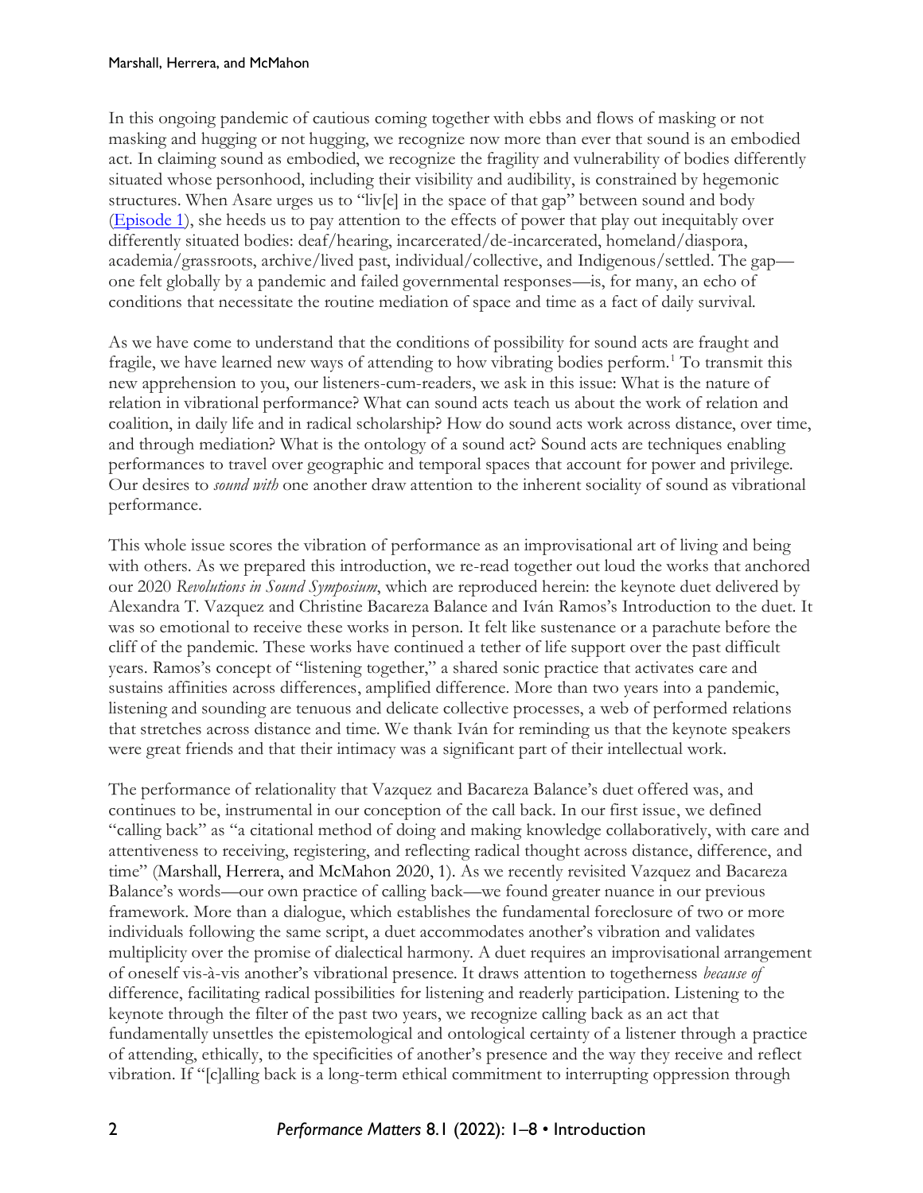In this ongoing pandemic of cautious coming together with ebbs and flows of masking or not masking and hugging or not hugging, we recognize now more than ever that sound is an embodied act. In claiming sound as embodied, we recognize the fragility and vulnerability of bodies differently situated whose personhood, including their visibility and audibility, is constrained by hegemonic structures. When Asare urges us to "liv[e] in the space of that gap" between sound and body (Episode 1), she heeds us to pay attention to the effects of power that play out inequitably over differently situated bodies: deaf/hearing, incarcerated/de-incarcerated, homeland/diaspora, academia/grassroots, archive/lived past, individual/collective, and Indigenous/settled. The gap—one felt globally by a pandemic and failed governmental responses—is, for many, an echo of conditions that necessitate the routine mediation of space and time as a fact of daily survival.

As we have come to understand that the conditions of possibility for sound acts are fraught and fragile, we have learned new ways of attending to how vibrating bodies perform.[1] To transmit this new apprehension to you, our listeners-cum-readers, we ask in this issue: What is the nature of relation in vibrational performance? What can sound acts teach us about the work of relation and coalition, in daily life and in radical scholarship? How do sound acts work across distance, over time, and through mediation? What is the ontology of a sound act? Sound acts are techniques enabling performances to travel over geographic and temporal spaces that account for power and privilege. Our desires to *sound with* one another draw attention to the inherent sociality of sound as vibrational performance.

This whole issue scores the vibration of performance as an improvisational art of living and being with others. As we prepared this introduction, we re-read together out loud the works that anchored our 2020 *Revolutions in Sound Symposium*, which are reproduced herein: the keynote duet delivered by Alexandra T. Vazquez and Christine Bacareza Balance and Iván Ramos's Introduction to the duet. It was so emotional to receive these works in person. It felt like sustenance or a parachute before the cliff of the pandemic. These works have continued a tether of life support over the past difficult years. Ramos's concept of "listening together," a shared sonic practice that activates care and sustains affinities across differences, amplified difference. More than two years into a pandemic, listening and sounding are tenuous and delicate collective processes, a web of performed relations that stretches across distance and time. We thank Iván for reminding us that the keynote speakers were great friends and that their intimacy was a significant part of their intellectual work.

The performance of relationality that Vazquez and Bacareza Balance's duet offered was, and continues to be, instrumental in our conception of the call back. In our first issue, we defined "calling back" as "a citational method of doing and making knowledge collaboratively, with care and attentiveness to receiving, registering, and reflecting radical thought across distance, difference, and time" (Marshall, Herrera, and McMahon 2020, 1). As we recently revisited Vazquez and Bacareza Balance's words—our own practice of calling back—we found greater nuance in our previous framework. More than a dialogue, which establishes the fundamental foreclosure of two or more individuals following the same script, a duet accommodates another's vibration and validates multiplicity over the promise of dialectical harmony. A duet requires an improvisational arrangement of oneself vis-à-vis another's vibrational presence. It draws attention to togetherness *because of* difference, facilitating radical possibilities for listening and readerly participation. Listening to the keynote through the filter of the past two years, we recognize calling back as an act that fundamentally unsettles the epistemological and ontological certainty of a listener through a practice of attending, ethically, to the specificities of another's presence and the way they receive and reflect vibration. If "[c]alling back is a long-term ethical commitment to interrupting oppression through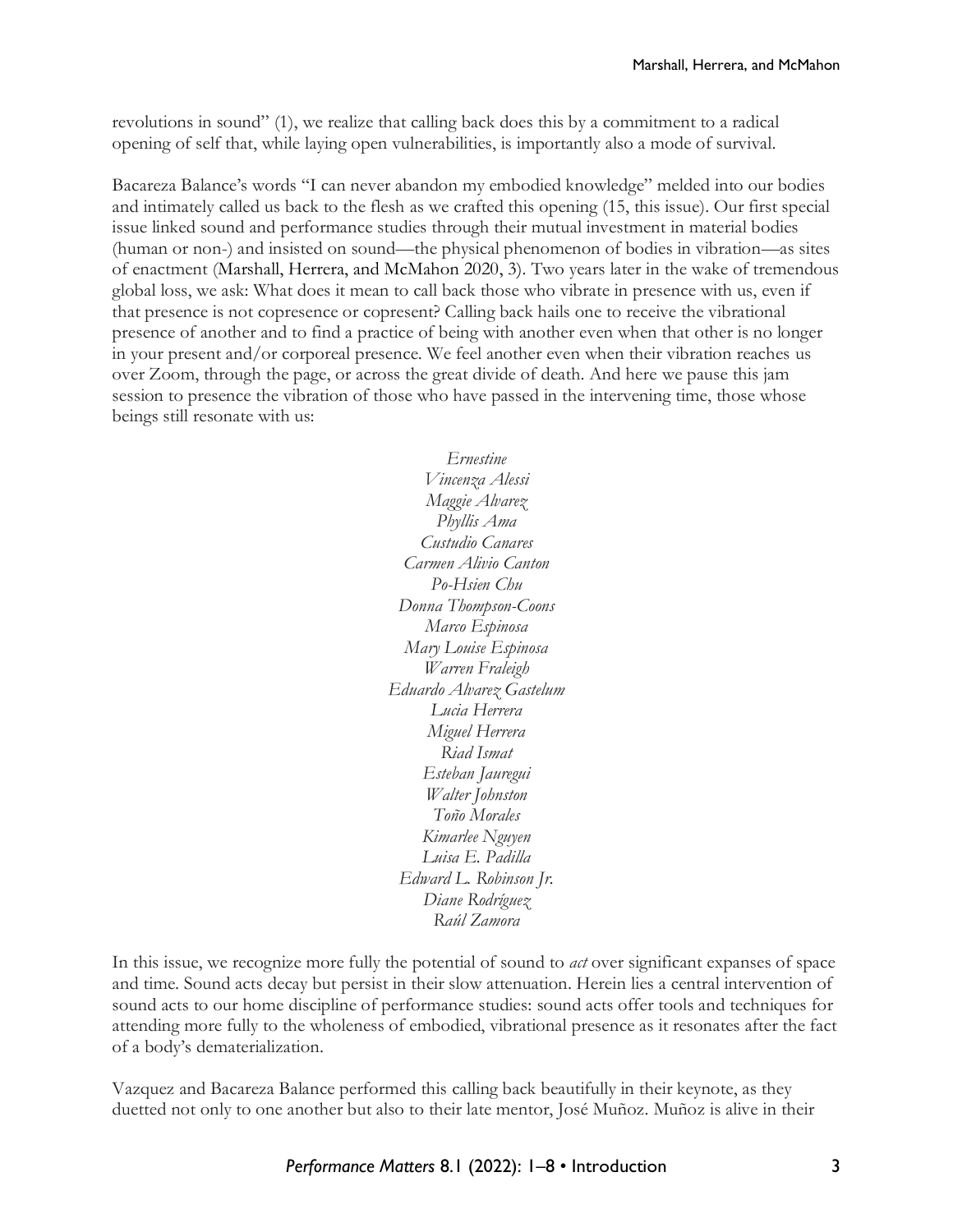revolutions in sound" (1), we realize that calling back does this by a commitment to a radical opening of self that, while laying open vulnerabilities, is importantly also a mode of survival.

Bacareza Balance's words "I can never abandon my embodied knowledge" melded into our bodies and intimately called us back to the flesh as we crafted this opening (15, this issue). Our first special issue linked sound and performance studies through their mutual investment in material bodies (human or non-) and insisted on sound—the physical phenomenon of bodies in vibration—as sites of enactment (Marshall, Herrera, and McMahon 2020, 3). Two years later in the wake of tremendous global loss, we ask: What does it mean to call back those who vibrate in presence with us, even if that presence is not copresence or copresent? Calling back hails one to receive the vibrational presence of another and to find a practice of being with another even when that other is no longer in your present and/or corporeal presence. We feel another even when their vibration reaches us over Zoom, through the page, or across the great divide of death. And here we pause this jam session to presence the vibration of those who have passed in the intervening time, those whose beings still resonate with us:

*Ernestine*  
*Vincenza Alessi*  
*Maggie Alvarez*  
*Phyllis Ama*  
*Custudio Canares*  
*Carmen Alivio Canton*  
*Po-Hsien Chu*  
*Donna Thompson-Coons*  
*Marco Espinosa*  
*Mary Louise Espinosa*  
*Warren Fraleigh*  
*Eduardo Alvarez Gastelum*  
*Lucia Herrera*  
*Miguel Herrera*  
*Riad Ismat*  
*Esteban Jauregui*  
*Walter Johnston*  
*Toño Morales*  
*Kimarlee Nguyen*  
*Luisa E. Padilla*  
*Edward L. Robinson Jr.*  
*Diane Rodríguez*  
*Raúl Zamora*

In this issue, we recognize more fully the potential of sound to *act* over significant expanses of space and time. Sound acts decay but persist in their slow attenuation. Herein lies a central intervention of sound acts to our home discipline of performance studies: sound acts offer tools and techniques for attending more fully to the wholeness of embodied, vibrational presence as it resonates after the fact of a body's dematerialization.

Vazquez and Bacareza Balance performed this calling back beautifully in their keynote, as they duetted not only to one another but also to their late mentor, José Muñoz. Muñoz is alive in their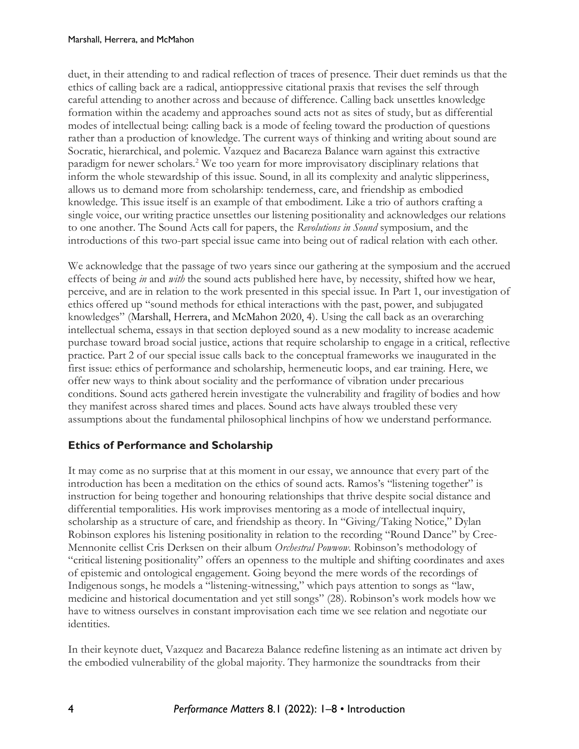duet, in their attending to and radical reflection of traces of presence. Their duet reminds us that the ethics of calling back are a radical, antioppressive citational praxis that revises the self through careful attending to another across and because of difference. Calling back unsettles knowledge formation within the academy and approaches sound acts not as sites of study, but as differential modes of intellectual being: calling back is a mode of feeling toward the production of questions rather than a production of knowledge. The current ways of thinking and writing about sound are Socratic, hierarchical, and polemic. Vazquez and Bacareza Balance warn against this extractive paradigm for newer scholars.[2] We too yearn for more improvisatory disciplinary relations that inform the whole stewardship of this issue. Sound, in all its complexity and analytic slipperiness, allows us to demand more from scholarship: tenderness, care, and friendship as embodied knowledge. This issue itself is an example of that embodiment. Like a trio of authors crafting a single voice, our writing practice unsettles our listening positionality and acknowledges our relations to one another. The Sound Acts call for papers, the *Revolutions in Sound* symposium, and the introductions of this two-part special issue came into being out of radical relation with each other.

We acknowledge that the passage of two years since our gathering at the symposium and the accrued effects of being *in* and *with* the sound acts published here have, by necessity, shifted how we hear, perceive, and are in relation to the work presented in this special issue. In Part 1, our investigation of ethics offered up "sound methods for ethical interactions with the past, power, and subjugated knowledges" (Marshall, Herrera, and McMahon 2020, 4). Using the call back as an overarching intellectual schema, essays in that section deployed sound as a new modality to increase academic purchase toward broad social justice, actions that require scholarship to engage in a critical, reflective practice. Part 2 of our special issue calls back to the conceptual frameworks we inaugurated in the first issue: ethics of performance and scholarship, hermeneutic loops, and ear training. Here, we offer new ways to think about sociality and the performance of vibration under precarious conditions. Sound acts gathered herein investigate the vulnerability and fragility of bodies and how they manifest across shared times and places. Sound acts have always troubled these very assumptions about the fundamental philosophical linchpins of how we understand performance.

## Ethics of Performance and Scholarship

It may come as no surprise that at this moment in our essay, we announce that every part of the introduction has been a meditation on the ethics of sound acts. Ramos's "listening together" is instruction for being together and honouring relationships that thrive despite social distance and differential temporalities. His work improvises mentoring as a mode of intellectual inquiry, scholarship as a structure of care, and friendship as theory. In "Giving/Taking Notice," Dylan Robinson explores his listening positionality in relation to the recording "Round Dance" by Cree-Mennonite cellist Cris Derksen on their album *Orchestral Powwow*. Robinson's methodology of "critical listening positionality" offers an openness to the multiple and shifting coordinates and axes of epistemic and ontological engagement. Going beyond the mere words of the recordings of Indigenous songs, he models a "listening-witnessing," which pays attention to songs as "law, medicine and historical documentation and yet still songs" (28). Robinson's work models how we have to witness ourselves in constant improvisation each time we see relation and negotiate our identities.

In their keynote duet, Vazquez and Bacareza Balance redefine listening as an intimate act driven by the embodied vulnerability of the global majority. They harmonize the soundtracks from their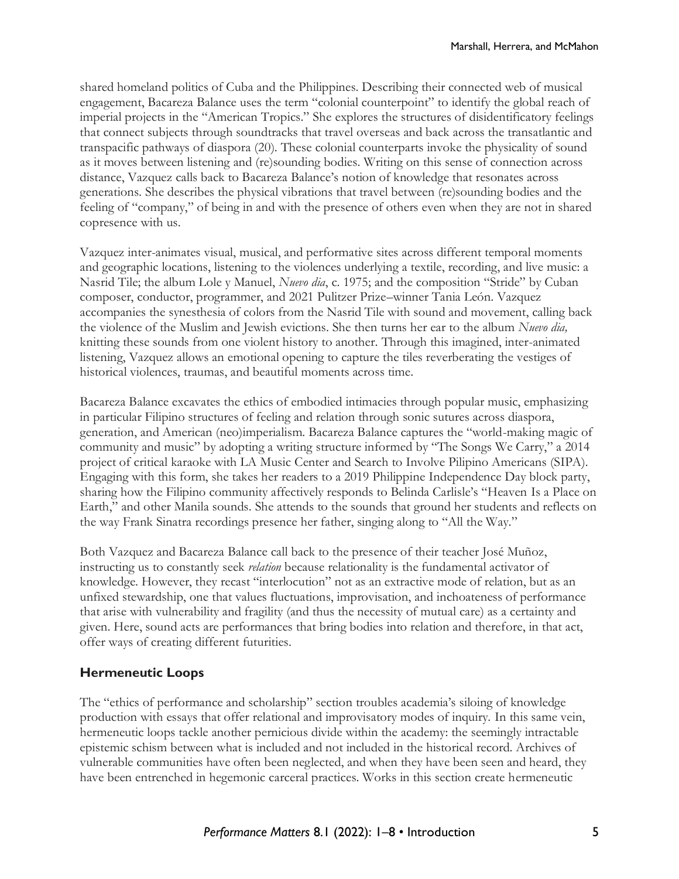shared homeland politics of Cuba and the Philippines. Describing their connected web of musical engagement, Bacareza Balance uses the term "colonial counterpoint" to identify the global reach of imperial projects in the "American Tropics." She explores the structures of disidentificatory feelings that connect subjects through soundtracks that travel overseas and back across the transatlantic and transpacific pathways of diaspora (20). These colonial counterparts invoke the physicality of sound as it moves between listening and (re)sounding bodies. Writing on this sense of connection across distance, Vazquez calls back to Bacareza Balance's notion of knowledge that resonates across generations. She describes the physical vibrations that travel between (re)sounding bodies and the feeling of "company," of being in and with the presence of others even when they are not in shared copresence with us.

Vazquez inter-animates visual, musical, and performative sites across different temporal moments and geographic locations, listening to the violences underlying a textile, recording, and live music: a Nasrid Tile; the album Lole y Manuel, *Nuevo dia*, c. 1975; and the composition "Stride" by Cuban composer, conductor, programmer, and 2021 Pulitzer Prize–winner Tania León. Vazquez accompanies the synesthesia of colors from the Nasrid Tile with sound and movement, calling back the violence of the Muslim and Jewish evictions. She then turns her ear to the album *Nuevo dia,* knitting these sounds from one violent history to another. Through this imagined, inter-animated listening, Vazquez allows an emotional opening to capture the tiles reverberating the vestiges of historical violences, traumas, and beautiful moments across time.

Bacareza Balance excavates the ethics of embodied intimacies through popular music, emphasizing in particular Filipino structures of feeling and relation through sonic sutures across diaspora, generation, and American (neo)imperialism. Bacareza Balance captures the "world-making magic of community and music" by adopting a writing structure informed by "The Songs We Carry," a 2014 project of critical karaoke with LA Music Center and Search to Involve Pilipino Americans (SIPA). Engaging with this form, she takes her readers to a 2019 Philippine Independence Day block party, sharing how the Filipino community affectively responds to Belinda Carlisle's "Heaven Is a Place on Earth," and other Manila sounds. She attends to the sounds that ground her students and reflects on the way Frank Sinatra recordings presence her father, singing along to "All the Way."

Both Vazquez and Bacareza Balance call back to the presence of their teacher José Muñoz, instructing us to constantly seek *relation* because relationality is the fundamental activator of knowledge. However, they recast "interlocution" not as an extractive mode of relation, but as an unfixed stewardship, one that values fluctuations, improvisation, and inchoateness of performance that arise with vulnerability and fragility (and thus the necessity of mutual care) as a certainty and given. Here, sound acts are performances that bring bodies into relation and therefore, in that act, offer ways of creating different futurities.

## Hermeneutic Loops

The "ethics of performance and scholarship" section troubles academia's siloing of knowledge production with essays that offer relational and improvisatory modes of inquiry. In this same vein, hermeneutic loops tackle another pernicious divide within the academy: the seemingly intractable epistemic schism between what is included and not included in the historical record. Archives of vulnerable communities have often been neglected, and when they have been seen and heard, they have been entrenched in hegemonic carceral practices. Works in this section create hermeneutic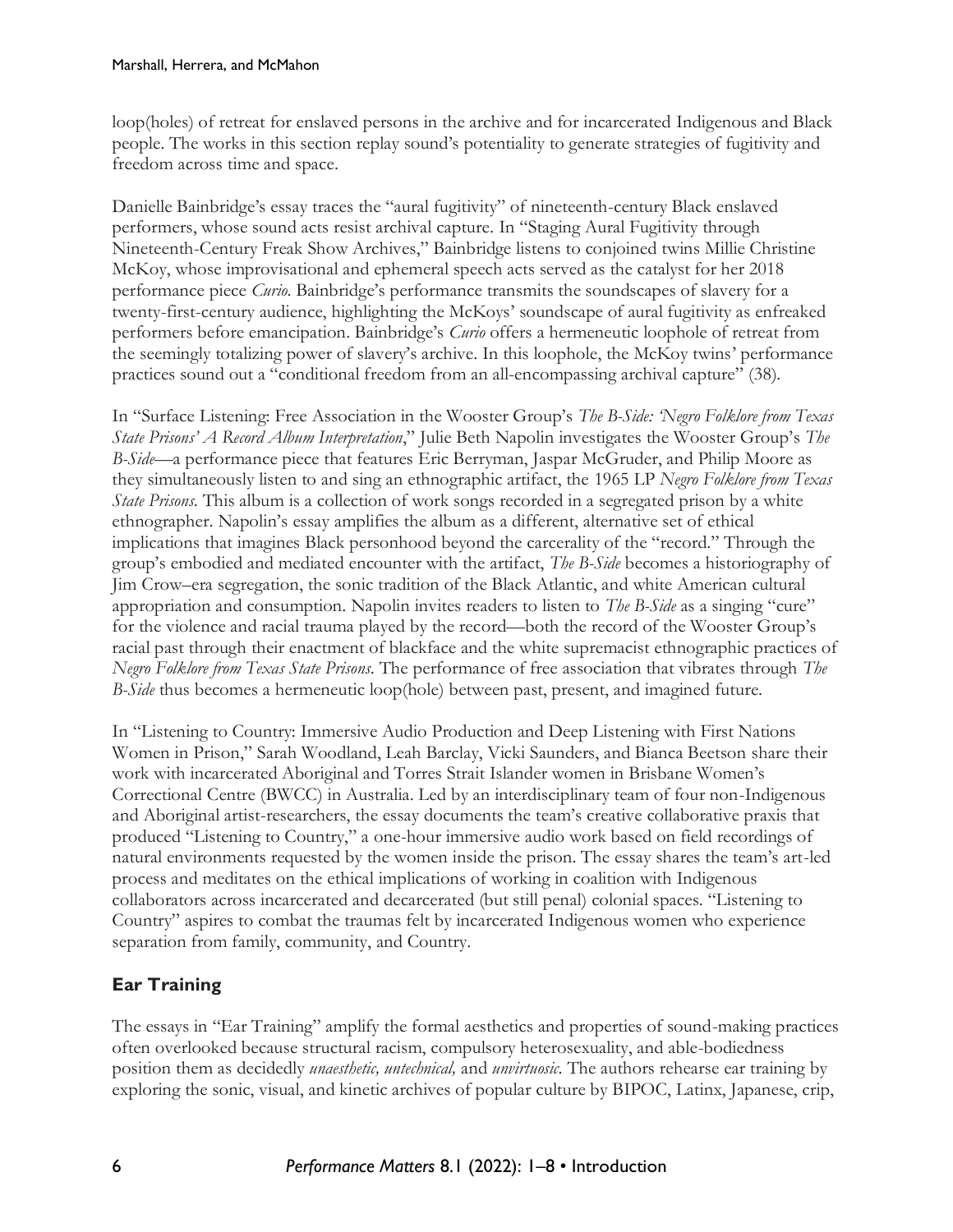loop(holes) of retreat for enslaved persons in the archive and for incarcerated Indigenous and Black people. The works in this section replay sound's potentiality to generate strategies of fugitivity and freedom across time and space.

Danielle Bainbridge's essay traces the "aural fugitivity" of nineteenth-century Black enslaved performers, whose sound acts resist archival capture. In "Staging Aural Fugitivity through Nineteenth-Century Freak Show Archives," Bainbridge listens to conjoined twins Millie Christine McKoy, whose improvisational and ephemeral speech acts served as the catalyst for her 2018 performance piece *Curio*. Bainbridge's performance transmits the soundscapes of slavery for a twenty-first-century audience, highlighting the McKoys' soundscape of aural fugitivity as enfreaked performers before emancipation. Bainbridge's *Curio* offers a hermeneutic loophole of retreat from the seemingly totalizing power of slavery's archive. In this loophole, the McKoy twins' performance practices sound out a "conditional freedom from an all-encompassing archival capture" (38).

In "Surface Listening: Free Association in the Wooster Group's *The B-Side: 'Negro Folklore from Texas State Prisons' A Record Album Interpretation*," Julie Beth Napolin investigates the Wooster Group's *The B-Side*—a performance piece that features Eric Berryman, Jaspar McGruder, and Philip Moore as they simultaneously listen to and sing an ethnographic artifact, the 1965 LP *Negro Folklore from Texas State Prisons*. This album is a collection of work songs recorded in a segregated prison by a white ethnographer. Napolin's essay amplifies the album as a different, alternative set of ethical implications that imagines Black personhood beyond the carcerality of the "record." Through the group's embodied and mediated encounter with the artifact, *The B-Side* becomes a historiography of Jim Crow–era segregation, the sonic tradition of the Black Atlantic, and white American cultural appropriation and consumption. Napolin invites readers to listen to *The B-Side* as a singing "cure" for the violence and racial trauma played by the record—both the record of the Wooster Group's racial past through their enactment of blackface and the white supremacist ethnographic practices of *Negro Folklore from Texas State Prisons*. The performance of free association that vibrates through *The B-Side* thus becomes a hermeneutic loop(hole) between past, present, and imagined future.

In "Listening to Country: Immersive Audio Production and Deep Listening with First Nations Women in Prison," Sarah Woodland, Leah Barclay, Vicki Saunders, and Bianca Beetson share their work with incarcerated Aboriginal and Torres Strait Islander women in Brisbane Women's Correctional Centre (BWCC) in Australia. Led by an interdisciplinary team of four non-Indigenous and Aboriginal artist-researchers, the essay documents the team's creative collaborative praxis that produced "Listening to Country," a one-hour immersive audio work based on field recordings of natural environments requested by the women inside the prison. The essay shares the team's art-led process and meditates on the ethical implications of working in coalition with Indigenous collaborators across incarcerated and decarcerated (but still penal) colonial spaces. "Listening to Country" aspires to combat the traumas felt by incarcerated Indigenous women who experience separation from family, community, and Country.

## Ear Training

The essays in "Ear Training" amplify the formal aesthetics and properties of sound-making practices often overlooked because structural racism, compulsory heterosexuality, and able-bodiedness position them as decidedly *unaesthetic, untechnical,* and *unvirtuosic*. The authors rehearse ear training by exploring the sonic, visual, and kinetic archives of popular culture by BIPOC, Latinx, Japanese, crip,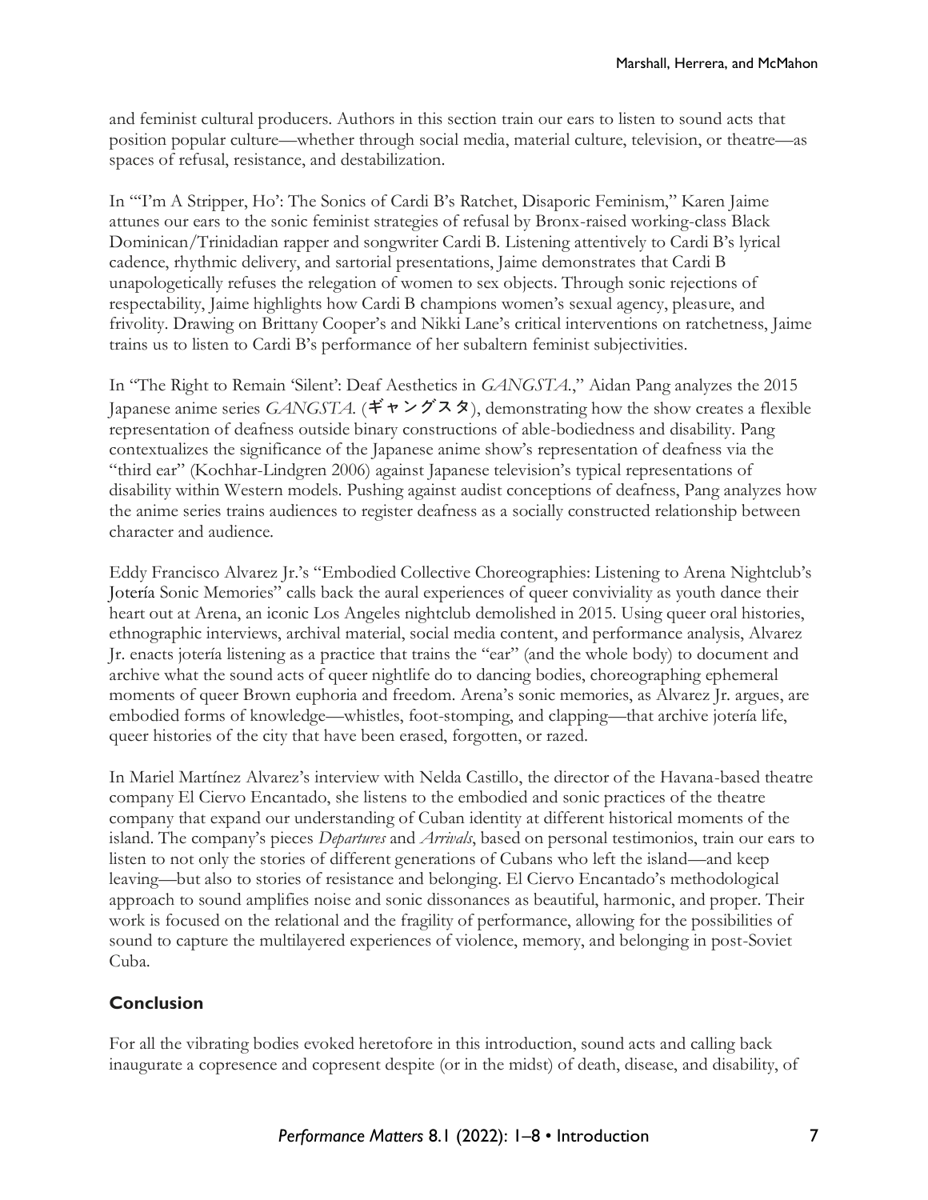and feminist cultural producers. Authors in this section train our ears to listen to sound acts that position popular culture—whether through social media, material culture, television, or theatre—as spaces of refusal, resistance, and destabilization.

In "'I'm A Stripper, Ho': The Sonics of Cardi B's Ratchet, Disaporic Feminism," Karen Jaime attunes our ears to the sonic feminist strategies of refusal by Bronx-raised working-class Black Dominican/Trinidadian rapper and songwriter Cardi B. Listening attentively to Cardi B's lyrical cadence, rhythmic delivery, and sartorial presentations, Jaime demonstrates that Cardi B unapologetically refuses the relegation of women to sex objects. Through sonic rejections of respectability, Jaime highlights how Cardi B champions women's sexual agency, pleasure, and frivolity. Drawing on Brittany Cooper's and Nikki Lane's critical interventions on ratchetness, Jaime trains us to listen to Cardi B's performance of her subaltern feminist subjectivities.

In "The Right to Remain 'Silent': Deaf Aesthetics in *GANGSTA.*," Aidan Pang analyzes the 2015 Japanese anime series *GANGSTA.* (ギャングスタ), demonstrating how the show creates a flexible representation of deafness outside binary constructions of able-bodiedness and disability. Pang contextualizes the significance of the Japanese anime show's representation of deafness via the "third ear" (Kochhar-Lindgren 2006) against Japanese television's typical representations of disability within Western models. Pushing against audist conceptions of deafness, Pang analyzes how the anime series trains audiences to register deafness as a socially constructed relationship between character and audience.

Eddy Francisco Alvarez Jr.'s "Embodied Collective Choreographies: Listening to Arena Nightclub's Jotería Sonic Memories" calls back the aural experiences of queer conviviality as youth dance their heart out at Arena, an iconic Los Angeles nightclub demolished in 2015. Using queer oral histories, ethnographic interviews, archival material, social media content, and performance analysis, Alvarez Jr. enacts jotería listening as a practice that trains the "ear" (and the whole body) to document and archive what the sound acts of queer nightlife do to dancing bodies, choreographing ephemeral moments of queer Brown euphoria and freedom. Arena's sonic memories, as Alvarez Jr. argues, are embodied forms of knowledge—whistles, foot-stomping, and clapping—that archive jotería life, queer histories of the city that have been erased, forgotten, or razed.

In Mariel Martínez Alvarez's interview with Nelda Castillo, the director of the Havana-based theatre company El Ciervo Encantado, she listens to the embodied and sonic practices of the theatre company that expand our understanding of Cuban identity at different historical moments of the island. The company's pieces *Departures* and *Arrivals*, based on personal testimonios, train our ears to listen to not only the stories of different generations of Cubans who left the island—and keep leaving—but also to stories of resistance and belonging. El Ciervo Encantado's methodological approach to sound amplifies noise and sonic dissonances as beautiful, harmonic, and proper. Their work is focused on the relational and the fragility of performance, allowing for the possibilities of sound to capture the multilayered experiences of violence, memory, and belonging in post-Soviet Cuba.

## Conclusion

For all the vibrating bodies evoked heretofore in this introduction, sound acts and calling back inaugurate a copresence and copresent despite (or in the midst) of death, disease, and disability, of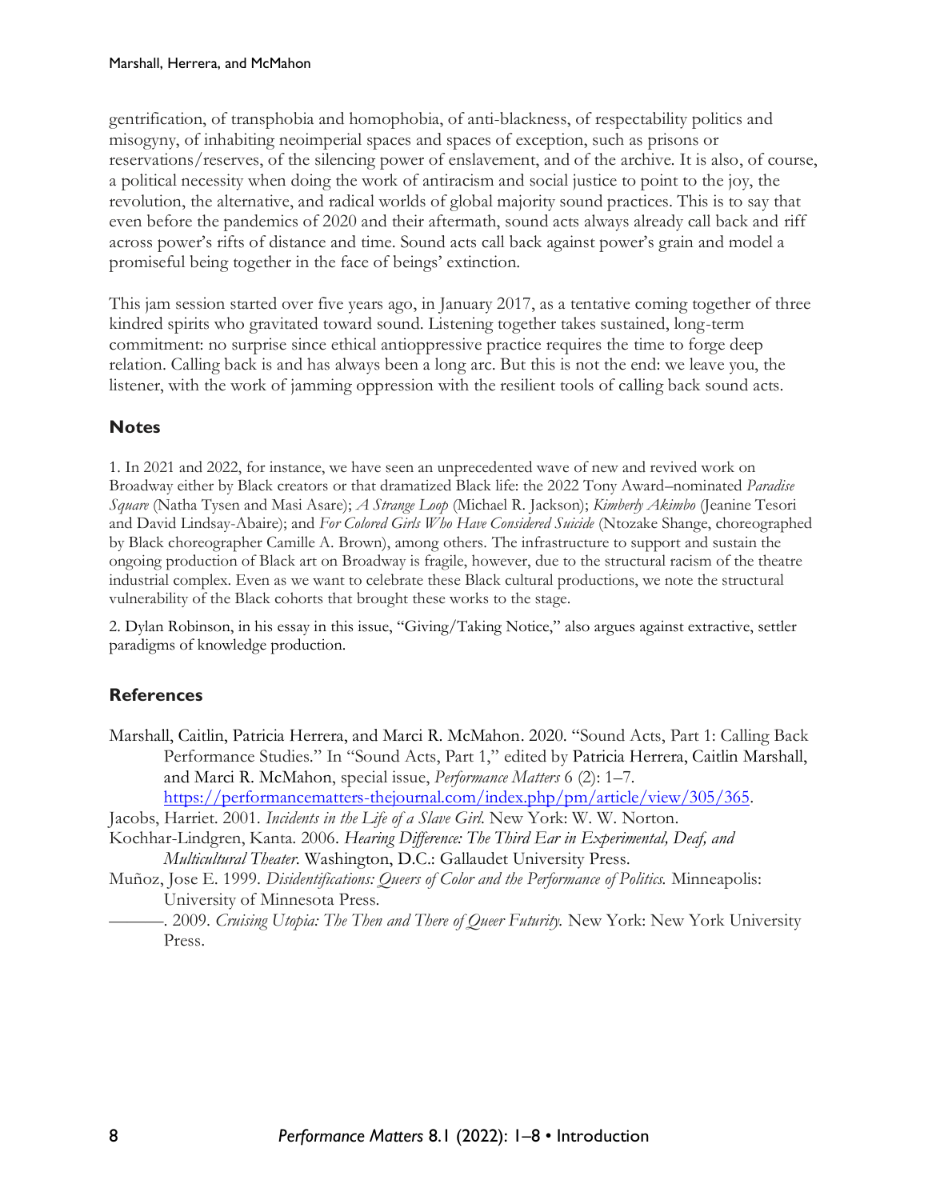gentrification, of transphobia and homophobia, of anti-blackness, of respectability politics and misogyny, of inhabiting neoimperial spaces and spaces of exception, such as prisons or reservations/reserves, of the silencing power of enslavement, and of the archive. It is also, of course, a political necessity when doing the work of antiracism and social justice to point to the joy, the revolution, the alternative, and radical worlds of global majority sound practices. This is to say that even before the pandemics of 2020 and their aftermath, sound acts always already call back and riff across power's rifts of distance and time. Sound acts call back against power's grain and model a promiseful being together in the face of beings' extinction.

This jam session started over five years ago, in January 2017, as a tentative coming together of three kindred spirits who gravitated toward sound. Listening together takes sustained, long-term commitment: no surprise since ethical antioppressive practice requires the time to forge deep relation. Calling back is and has always been a long arc. But this is not the end: we leave you, the listener, with the work of jamming oppression with the resilient tools of calling back sound acts.

## Notes

1. In 2021 and 2022, for instance, we have seen an unprecedented wave of new and revived work on Broadway either by Black creators or that dramatized Black life: the 2022 Tony Award–nominated *Paradise Square* (Natha Tysen and Masi Asare); *A Strange Loop* (Michael R. Jackson); *Kimberly Akimbo* (Jeanine Tesori and David Lindsay-Abaire); and *For Colored Girls Who Have Considered Suicide* (Ntozake Shange, choreographed by Black choreographer Camille A. Brown), among others. The infrastructure to support and sustain the ongoing production of Black art on Broadway is fragile, however, due to the structural racism of the theatre industrial complex. Even as we want to celebrate these Black cultural productions, we note the structural vulnerability of the Black cohorts that brought these works to the stage.

2. Dylan Robinson, in his essay in this issue, "Giving/Taking Notice," also argues against extractive, settler paradigms of knowledge production.

## References

Marshall, Caitlin, Patricia Herrera, and Marci R. McMahon. 2020. "Sound Acts, Part 1: Calling Back Performance Studies." In "Sound Acts, Part 1," edited by Patricia Herrera, Caitlin Marshall, and Marci R. McMahon, special issue, *Performance Matters* 6 (2): 1–7. https://performancematters-thejournal.com/index.php/pm/article/view/305/365.

Jacobs, Harriet. 2001. *Incidents in the Life of a Slave Girl*. New York: W. W. Norton.

Kochhar-Lindgren, Kanta. 2006. *Hearing Difference: The Third Ear in Experimental, Deaf, and Multicultural Theater*. Washington, D.C.: Gallaudet University Press.

Muñoz, Jose E. 1999. *Disidentifications: Queers of Color and the Performance of Politics.* Minneapolis: University of Minnesota Press.

———. 2009. *Cruising Utopia: The Then and There of Queer Futurity.* New York: New York University Press.